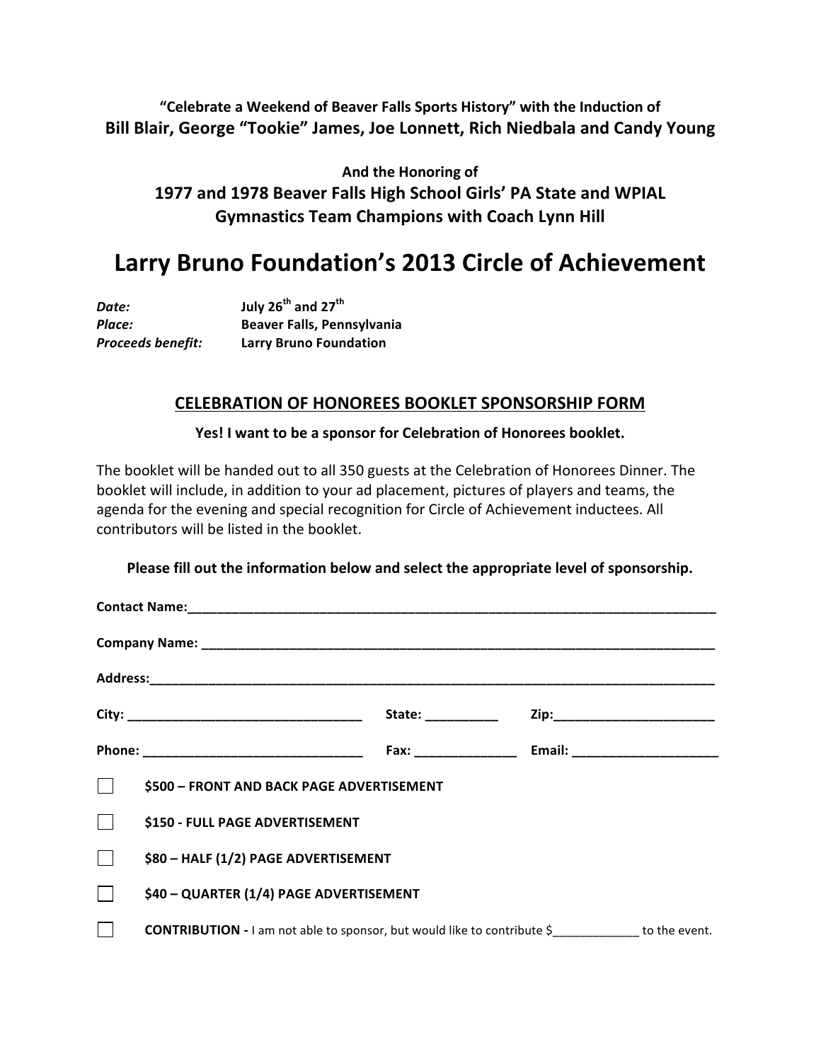**“Celebrate a Weekend of Beaver Falls Sports History” with the Induction of**
**Bill Blair, George “Tookie” James, Joe Lonnett, Rich Niedbala and Candy Young**

**And the Honoring of**
**1977 and 1978 Beaver Falls High School Girls’ PA State and WPIAL Gymnastics Team Champions with Coach Lynn Hill**

# Larry Bruno Foundation’s 2013 Circle of Achievement

***Date:*** **July 26th and 27th**
***Place:*** **Beaver Falls, Pennsylvania**
***Proceeds benefit:*** **Larry Bruno Foundation**

## CELEBRATION OF HONOREES BOOKLET SPONSORSHIP FORM

**Yes! I want to be a sponsor for Celebration of Honorees booklet.**

The booklet will be handed out to all 350 guests at the Celebration of Honorees Dinner. The booklet will include, in addition to your ad placement, pictures of players and teams, the agenda for the evening and special recognition for Circle of Achievement inductees. All contributors will be listed in the booklet.

**Please fill out the information below and select the appropriate level of sponsorship.**

**Contact Name:**___________________________________________________________________________

**Company Name:** _________________________________________________________________________

**Address:**________________________________________________________________________________

**City:** ________________________________ **State:** __________ **Zip:**______________________

**Phone:** ______________________________ **Fax:** ______________ **Email:** ____________________

☐ **$500 – FRONT AND BACK PAGE ADVERTISEMENT**

☐ **$150 - FULL PAGE ADVERTISEMENT**

☐ **$80 – HALF (1/2) PAGE ADVERTISEMENT**

☐ **$40 – QUARTER (1/4) PAGE ADVERTISEMENT**

☐ **CONTRIBUTION -** I am not able to sponsor, but would like to contribute $_____________ to the event.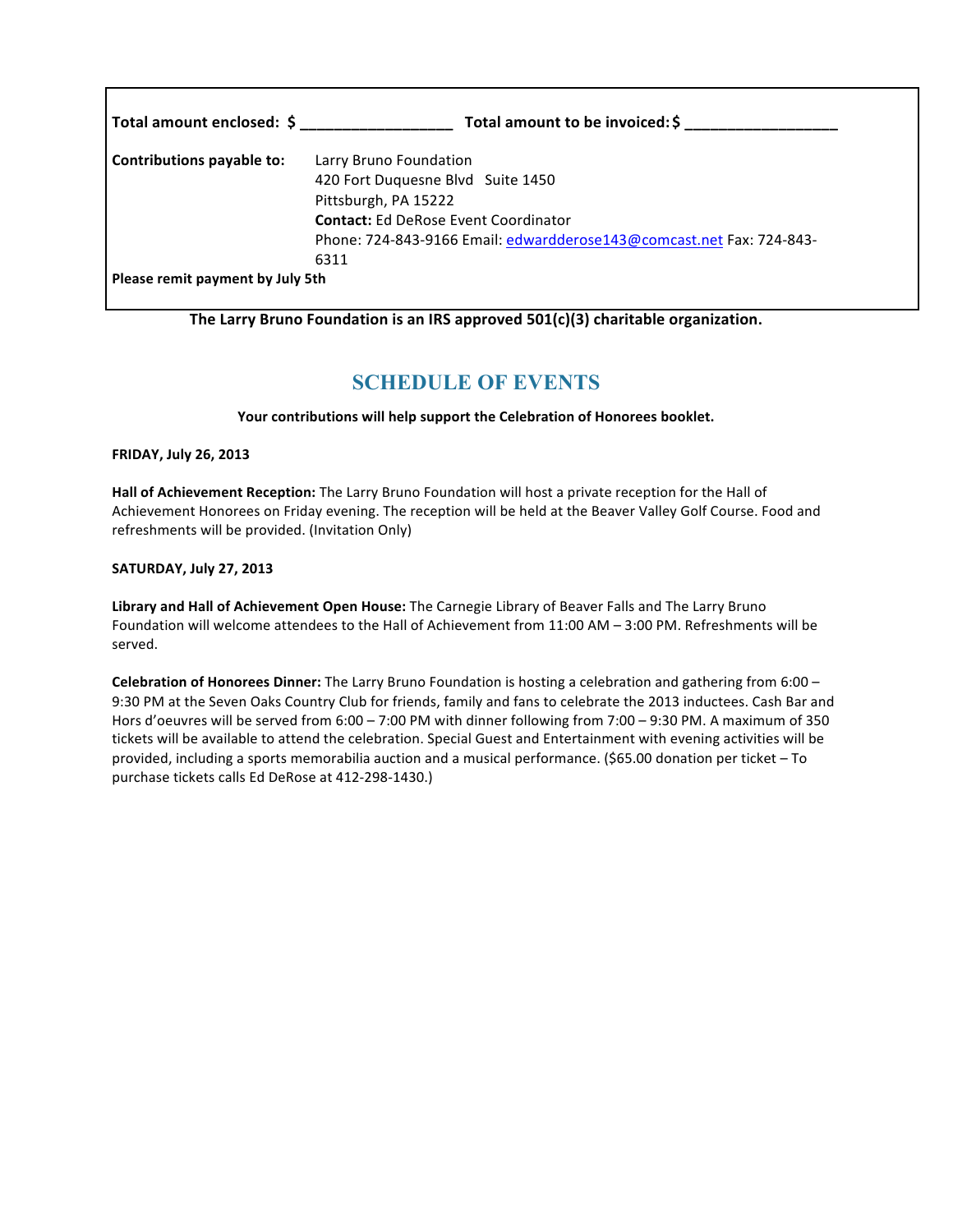**Total amount enclosed: $ \_\_\_\_\_\_\_\_\_\_\_\_\_\_\_\_\_\_ Total amount to be invoiced: $ \_\_\_\_\_\_\_\_\_\_\_\_\_\_\_\_\_\_**

**Contributions payable to:**

Larry Bruno Foundation
420 Fort Duquesne Blvd Suite 1450
Pittsburgh, PA 15222
**Contact:** Ed DeRose Event Coordinator
Phone: 724-843-9166 Email: edwardderose143@comcast.net Fax: 724-843-6311

**Please remit payment by July 5th**

**The Larry Bruno Foundation is an IRS approved 501(c)(3) charitable organization.**

## SCHEDULE OF EVENTS

**Your contributions will help support the Celebration of Honorees booklet.**

**FRIDAY, July 26, 2013**

**Hall of Achievement Reception:** The Larry Bruno Foundation will host a private reception for the Hall of Achievement Honorees on Friday evening. The reception will be held at the Beaver Valley Golf Course. Food and refreshments will be provided. (Invitation Only)

**SATURDAY, July 27, 2013**

**Library and Hall of Achievement Open House:** The Carnegie Library of Beaver Falls and The Larry Bruno Foundation will welcome attendees to the Hall of Achievement from 11:00 AM – 3:00 PM. Refreshments will be served.

**Celebration of Honorees Dinner:** The Larry Bruno Foundation is hosting a celebration and gathering from 6:00 – 9:30 PM at the Seven Oaks Country Club for friends, family and fans to celebrate the 2013 inductees. Cash Bar and Hors d'oeuvres will be served from 6:00 – 7:00 PM with dinner following from 7:00 – 9:30 PM. A maximum of 350 tickets will be available to attend the celebration. Special Guest and Entertainment with evening activities will be provided, including a sports memorabilia auction and a musical performance. ($65.00 donation per ticket – To purchase tickets calls Ed DeRose at 412-298-1430.)